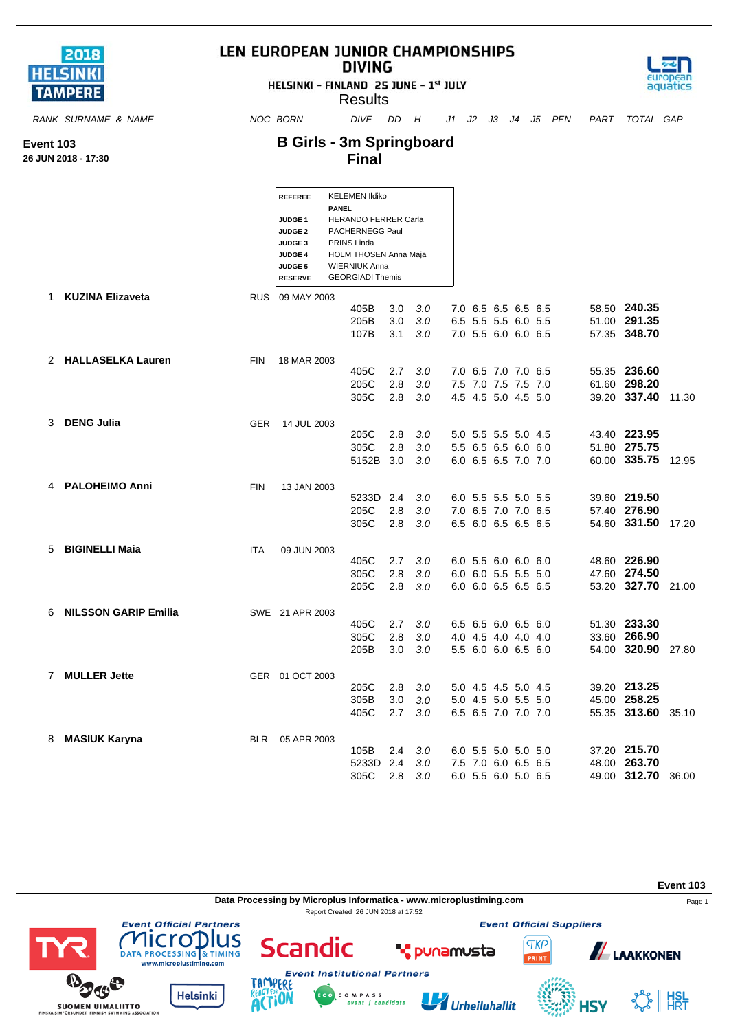# LEN EUROPEAN JUNIOR CHAMPIONSHIPS
## DIVING

HELSINKI - FINLAND 25 JUNE - 1st JULY

Results

**Event 103**
**26 JUN 2018 - 17:30**

## B Girls - 3m Springboard
## Final

| | |
|---|---|
| **REFEREE** | KELEMEN Ildiko |
| | **PANEL** |
| **JUDGE 1** | HERANDO FERRER Carla |
| **JUDGE 2** | PACHERNEGG Paul |
| **JUDGE 3** | PRINS Linda |
| **JUDGE 4** | HOLM THOSEN Anna Maja |
| **JUDGE 5** | WIERNIUK Anna |
| **RESERVE** | GEORGIADI Themis |

| RANK | SURNAME & NAME | NOC | BORN | DIVE | DD | H | J1 | J2 | J3 | J4 | J5 | PEN | PART | TOTAL | GAP |
|---|---|---|---|---|---|---|---|---|---|---|---|---|---|---|---|
| 1 | **KUZINA Elizaveta** | RUS | 09 MAY 2003 | | | | | | | | | | | | |
| | | | | 405B | 3.0 | *3.0* | 7.0 | 6.5 | 6.5 | 6.5 | 6.5 | | 58.50 | **240.35** | |
| | | | | 205B | 3.0 | *3.0* | 6.5 | 5.5 | 5.5 | 6.0 | 5.5 | | 51.00 | **291.35** | |
| | | | | 107B | 3.1 | *3.0* | 7.0 | 5.5 | 6.0 | 6.0 | 6.5 | | 57.35 | **348.70** | |
| 2 | **HALLASELKA Lauren** | FIN | 18 MAR 2003 | | | | | | | | | | | | |
| | | | | 405C | 2.7 | *3.0* | 7.0 | 6.5 | 7.0 | 7.0 | 6.5 | | 55.35 | **236.60** | |
| | | | | 205C | 2.8 | *3.0* | 7.5 | 7.0 | 7.5 | 7.5 | 7.0 | | 61.60 | **298.20** | |
| | | | | 305C | 2.8 | *3.0* | 4.5 | 4.5 | 5.0 | 4.5 | 5.0 | | 39.20 | **337.40** | 11.30 |
| 3 | **DENG Julia** | GER | 14 JUL 2003 | | | | | | | | | | | | |
| | | | | 205C | 2.8 | *3.0* | 5.0 | 5.5 | 5.5 | 5.0 | 4.5 | | 43.40 | **223.95** | |
| | | | | 305C | 2.8 | *3.0* | 5.5 | 6.5 | 6.5 | 6.0 | 6.0 | | 51.80 | **275.75** | |
| | | | | 5152B | 3.0 | *3.0* | 6.0 | 6.5 | 6.5 | 7.0 | 7.0 | | 60.00 | **335.75** | 12.95 |
| 4 | **PALOHEIMO Anni** | FIN | 13 JAN 2003 | | | | | | | | | | | | |
| | | | | 5233D | 2.4 | *3.0* | 6.0 | 5.5 | 5.5 | 5.0 | 5.5 | | 39.60 | **219.50** | |
| | | | | 205C | 2.8 | *3.0* | 7.0 | 6.5 | 7.0 | 7.0 | 6.5 | | 57.40 | **276.90** | |
| | | | | 305C | 2.8 | *3.0* | 6.5 | 6.0 | 6.5 | 6.5 | 6.5 | | 54.60 | **331.50** | 17.20 |
| 5 | **BIGINELLI Maia** | ITA | 09 JUN 2003 | | | | | | | | | | | | |
| | | | | 405C | 2.7 | *3.0* | 6.0 | 5.5 | 6.0 | 6.0 | 6.0 | | 48.60 | **226.90** | |
| | | | | 305C | 2.8 | *3.0* | 6.0 | 6.0 | 5.5 | 5.5 | 5.0 | | 47.60 | **274.50** | |
| | | | | 205C | 2.8 | *3.0* | 6.0 | 6.0 | 6.5 | 6.5 | 6.5 | | 53.20 | **327.70** | 21.00 |
| 6 | **NILSSON GARIP Emilia** | SWE | 21 APR 2003 | | | | | | | | | | | | |
| | | | | 405C | 2.7 | *3.0* | 6.5 | 6.5 | 6.0 | 6.5 | 6.0 | | 51.30 | **233.30** | |
| | | | | 305C | 2.8 | *3.0* | 4.0 | 4.5 | 4.0 | 4.0 | 4.0 | | 33.60 | **266.90** | |
| | | | | 205B | 3.0 | *3.0* | 5.5 | 6.0 | 6.0 | 6.5 | 6.0 | | 54.00 | **320.90** | 27.80 |
| 7 | **MULLER Jette** | GER | 01 OCT 2003 | | | | | | | | | | | | |
| | | | | 205C | 2.8 | *3.0* | 5.0 | 4.5 | 4.5 | 5.0 | 4.5 | | 39.20 | **213.25** | |
| | | | | 305B | 3.0 | *3.0* | 5.0 | 4.5 | 5.0 | 5.5 | 5.0 | | 45.00 | **258.25** | |
| | | | | 405C | 2.7 | *3.0* | 6.5 | 6.5 | 7.0 | 7.0 | 7.0 | | 55.35 | **313.60** | 35.10 |
| 8 | **MASIUK Karyna** | BLR | 05 APR 2003 | | | | | | | | | | | | |
| | | | | 105B | 2.4 | *3.0* | 6.0 | 5.5 | 5.0 | 5.0 | 5.0 | | 37.20 | **215.70** | |
| | | | | 5233D | 2.4 | *3.0* | 7.5 | 7.0 | 6.0 | 6.5 | 6.5 | | 48.00 | **263.70** | |
| | | | | 305C | 2.8 | *3.0* | 6.0 | 5.5 | 6.0 | 5.0 | 6.5 | | 49.00 | **312.70** | 36.00 |

**Data Processing by Microplus Informatica - www.microplustiming.com**

Report Created 26 JUN 2018 at 17:52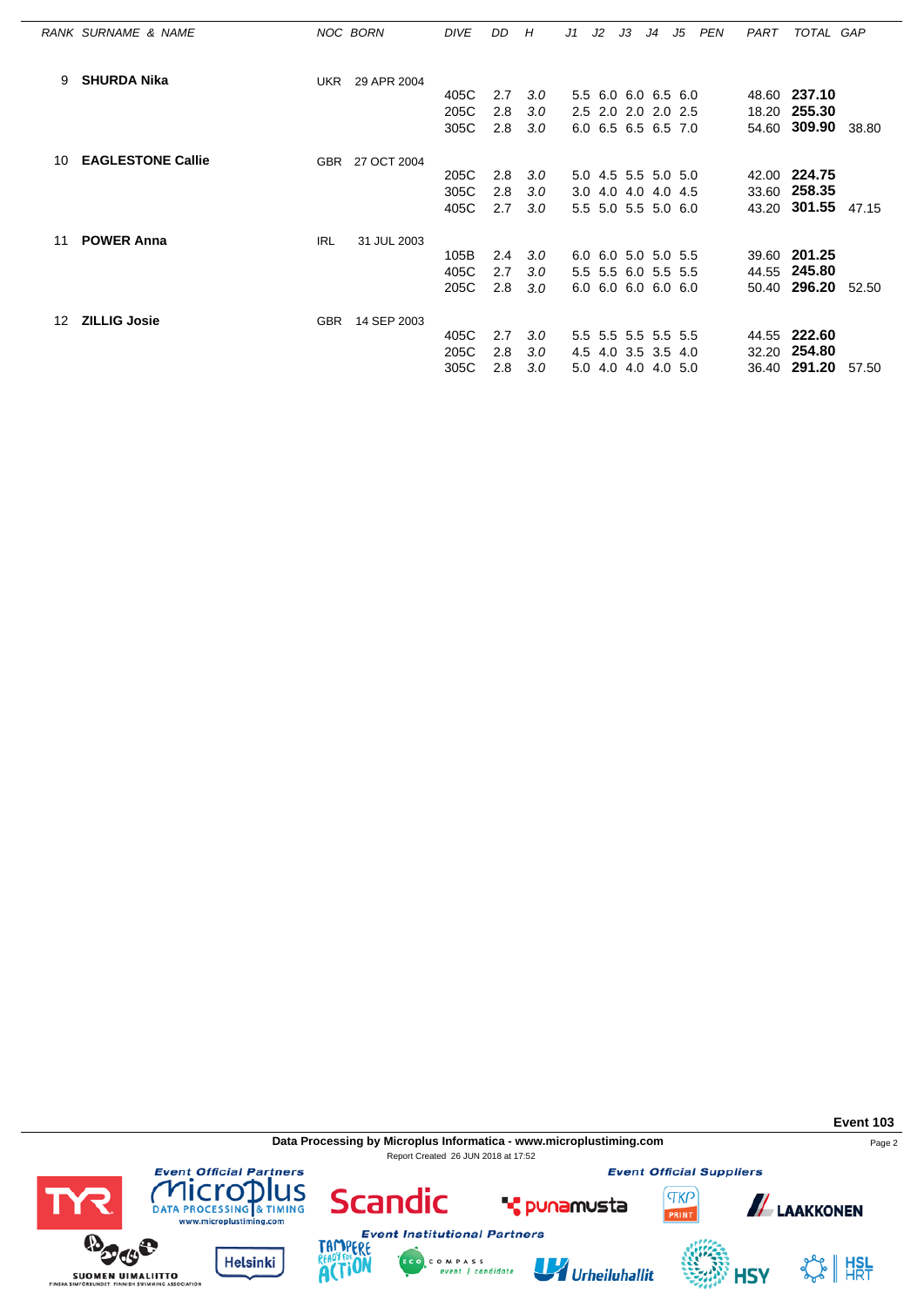| RANK | SURNAME & NAME | NOC | BORN | DIVE | DD | H | J1 | J2 | J3 | J4 | J5 | PEN | PART | TOTAL | GAP |
|---|---|---|---|---|---|---|---|---|---|---|---|---|---|---|---|
| 9 | **SHURDA Nika** | UKR | 29 APR 2004 | | | | | | | | | | | | |
| | | | | 405C | 2.7 | 3.0 | 5.5 | 6.0 | 6.0 | 6.5 | 6.0 | | 48.60 | **237.10** | |
| | | | | 205C | 2.8 | 3.0 | 2.5 | 2.0 | 2.0 | 2.0 | 2.5 | | 18.20 | **255.30** | |
| | | | | 305C | 2.8 | 3.0 | 6.0 | 6.5 | 6.5 | 6.5 | 7.0 | | 54.60 | **309.90** | 38.80 |
| 10 | **EAGLESTONE Callie** | GBR | 27 OCT 2004 | | | | | | | | | | | | |
| | | | | 205C | 2.8 | 3.0 | 5.0 | 4.5 | 5.5 | 5.0 | 5.0 | | 42.00 | **224.75** | |
| | | | | 305C | 2.8 | 3.0 | 3.0 | 4.0 | 4.0 | 4.0 | 4.5 | | 33.60 | **258.35** | |
| | | | | 405C | 2.7 | 3.0 | 5.5 | 5.0 | 5.5 | 5.0 | 6.0 | | 43.20 | **301.55** | 47.15 |
| 11 | **POWER Anna** | IRL | 31 JUL 2003 | | | | | | | | | | | | |
| | | | | 105B | 2.4 | 3.0 | 6.0 | 6.0 | 5.0 | 5.0 | 5.5 | | 39.60 | **201.25** | |
| | | | | 405C | 2.7 | 3.0 | 5.5 | 5.5 | 6.0 | 5.5 | 5.5 | | 44.55 | **245.80** | |
| | | | | 205C | 2.8 | 3.0 | 6.0 | 6.0 | 6.0 | 6.0 | 6.0 | | 50.40 | **296.20** | 52.50 |
| 12 | **ZILLIG Josie** | GBR | 14 SEP 2003 | | | | | | | | | | | | |
| | | | | 405C | 2.7 | 3.0 | 5.5 | 5.5 | 5.5 | 5.5 | 5.5 | | 44.55 | **222.60** | |
| | | | | 205C | 2.8 | 3.0 | 4.5 | 4.0 | 3.5 | 3.5 | 4.0 | | 32.20 | **254.80** | |
| | | | | 305C | 2.8 | 3.0 | 5.0 | 4.0 | 4.0 | 4.0 | 5.0 | | 36.40 | **291.20** | 57.50 |

**Event 103**

**Data Processing by Microplus Informatica - www.microplustiming.com**

Report Created 26 JUN 2018 at 17:52

*Event Official Partners* — *Event Official Suppliers* — *Event Institutional Partners*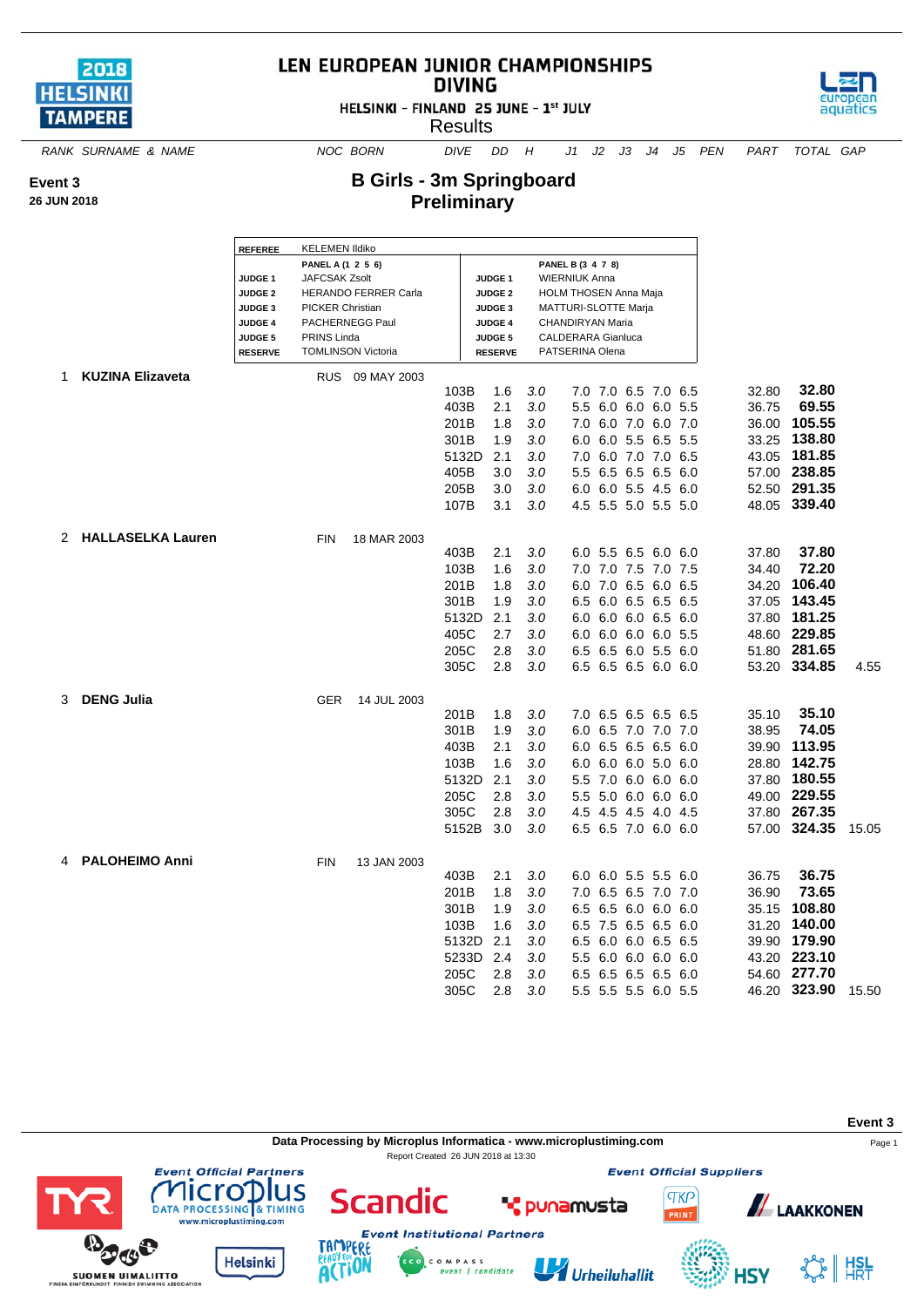# LEN EUROPEAN JUNIOR CHAMPIONSHIPS
## DIVING

HELSINKI - FINLAND 25 JUNE - 1st JULY

Results

**Event 3**
**26 JUN 2018**

## B Girls - 3m Springboard
### Preliminary

| REFEREE | KELEMEN Ildiko | | |
|---|---|---|---|
| | PANEL A (1 2 5 6) | | PANEL B (3 4 7 8) |
| JUDGE 1 | JAFCSAK Zsolt | JUDGE 1 | WIERNIUK Anna |
| JUDGE 2 | HERANDO FERRER Carla | JUDGE 2 | HOLM THOSEN Anna Maja |
| JUDGE 3 | PICKER Christian | JUDGE 3 | MATTURI-SLOTTE Marja |
| JUDGE 4 | PACHERNEGG Paul | JUDGE 4 | CHANDIRYAN Maria |
| JUDGE 5 | PRINS Linda | JUDGE 5 | CALDERARA Gianluca |
| RESERVE | TOMLINSON Victoria | RESERVE | PATSERINA Olena |

| RANK | SURNAME & NAME | NOC | BORN | DIVE | DD | H | J1 | J2 | J3 | J4 | J5 | PEN | PART | TOTAL | GAP |
|---|---|---|---|---|---|---|---|---|---|---|---|---|---|---|---|
| 1 | **KUZINA Elizaveta** | RUS | 09 MAY 2003 | | | | | | | | | | | | |
| | | | | 103B | 1.6 | 3.0 | 7.0 | 7.0 | 6.5 | 7.0 | 6.5 | | 32.80 | **32.80** | |
| | | | | 403B | 2.1 | 3.0 | 5.5 | 6.0 | 6.0 | 6.0 | 5.5 | | 36.75 | **69.55** | |
| | | | | 201B | 1.8 | 3.0 | 7.0 | 6.0 | 7.0 | 6.0 | 7.0 | | 36.00 | **105.55** | |
| | | | | 301B | 1.9 | 3.0 | 6.0 | 6.0 | 5.5 | 6.5 | 5.5 | | 33.25 | **138.80** | |
| | | | | 5132D | 2.1 | 3.0 | 7.0 | 6.0 | 7.0 | 7.0 | 6.5 | | 43.05 | **181.85** | |
| | | | | 405B | 3.0 | 3.0 | 5.5 | 6.5 | 6.5 | 6.5 | 6.0 | | 57.00 | **238.85** | |
| | | | | 205B | 3.0 | 3.0 | 6.0 | 6.0 | 5.5 | 4.5 | 6.0 | | 52.50 | **291.35** | |
| | | | | 107B | 3.1 | 3.0 | 4.5 | 5.5 | 5.0 | 5.5 | 5.0 | | 48.05 | **339.40** | |
| 2 | **HALLASELKA Lauren** | FIN | 18 MAR 2003 | | | | | | | | | | | | |
| | | | | 403B | 2.1 | 3.0 | 6.0 | 5.5 | 6.5 | 6.0 | 6.0 | | 37.80 | **37.80** | |
| | | | | 103B | 1.6 | 3.0 | 7.0 | 7.0 | 7.5 | 7.0 | 7.5 | | 34.40 | **72.20** | |
| | | | | 201B | 1.8 | 3.0 | 6.0 | 7.0 | 6.5 | 6.0 | 6.5 | | 34.20 | **106.40** | |
| | | | | 301B | 1.9 | 3.0 | 6.5 | 6.0 | 6.5 | 6.5 | 6.5 | | 37.05 | **143.45** | |
| | | | | 5132D | 2.1 | 3.0 | 6.0 | 6.0 | 6.0 | 6.5 | 6.0 | | 37.80 | **181.25** | |
| | | | | 405C | 2.7 | 3.0 | 6.0 | 6.0 | 6.0 | 6.0 | 5.5 | | 48.60 | **229.85** | |
| | | | | 205C | 2.8 | 3.0 | 6.5 | 6.5 | 6.0 | 5.5 | 6.0 | | 51.80 | **281.65** | |
| | | | | 305C | 2.8 | 3.0 | 6.5 | 6.5 | 6.5 | 6.0 | 6.0 | | 53.20 | **334.85** | 4.55 |
| 3 | **DENG Julia** | GER | 14 JUL 2003 | | | | | | | | | | | | |
| | | | | 201B | 1.8 | 3.0 | 7.0 | 6.5 | 6.5 | 6.5 | 6.5 | | 35.10 | **35.10** | |
| | | | | 301B | 1.9 | 3.0 | 6.0 | 6.5 | 7.0 | 7.0 | 7.0 | | 38.95 | **74.05** | |
| | | | | 403B | 2.1 | 3.0 | 6.0 | 6.5 | 6.5 | 6.5 | 6.0 | | 39.90 | **113.95** | |
| | | | | 103B | 1.6 | 3.0 | 6.0 | 6.0 | 6.0 | 5.0 | 6.0 | | 28.80 | **142.75** | |
| | | | | 5132D | 2.1 | 3.0 | 5.5 | 7.0 | 6.0 | 6.0 | 6.0 | | 37.80 | **180.55** | |
| | | | | 205C | 2.8 | 3.0 | 5.5 | 5.0 | 6.0 | 6.0 | 6.0 | | 49.00 | **229.55** | |
| | | | | 305C | 2.8 | 3.0 | 4.5 | 4.5 | 4.5 | 4.0 | 4.5 | | 37.80 | **267.35** | |
| | | | | 5152B | 3.0 | 3.0 | 6.5 | 6.5 | 7.0 | 6.0 | 6.0 | | 57.00 | **324.35** | 15.05 |
| 4 | **PALOHEIMO Anni** | FIN | 13 JAN 2003 | | | | | | | | | | | | |
| | | | | 403B | 2.1 | 3.0 | 6.0 | 6.0 | 5.5 | 5.5 | 6.0 | | 36.75 | **36.75** | |
| | | | | 201B | 1.8 | 3.0 | 7.0 | 6.5 | 6.5 | 7.0 | 7.0 | | 36.90 | **73.65** | |
| | | | | 301B | 1.9 | 3.0 | 6.5 | 6.5 | 6.0 | 6.0 | 6.0 | | 35.15 | **108.80** | |
| | | | | 103B | 1.6 | 3.0 | 6.5 | 7.5 | 6.5 | 6.5 | 6.0 | | 31.20 | **140.00** | |
| | | | | 5132D | 2.1 | 3.0 | 6.5 | 6.0 | 6.0 | 6.5 | 6.5 | | 39.90 | **179.90** | |
| | | | | 5233D | 2.4 | 3.0 | 5.5 | 6.0 | 6.0 | 6.0 | 6.0 | | 43.20 | **223.10** | |
| | | | | 205C | 2.8 | 3.0 | 6.5 | 6.5 | 6.5 | 6.5 | 6.0 | | 54.60 | **277.70** | |
| | | | | 305C | 2.8 | 3.0 | 5.5 | 5.5 | 5.5 | 6.0 | 5.5 | | 46.20 | **323.90** | 15.50 |

Data Processing by Microplus Informatica - www.microplustiming.com

Report Created 26 JUN 2018 at 13:30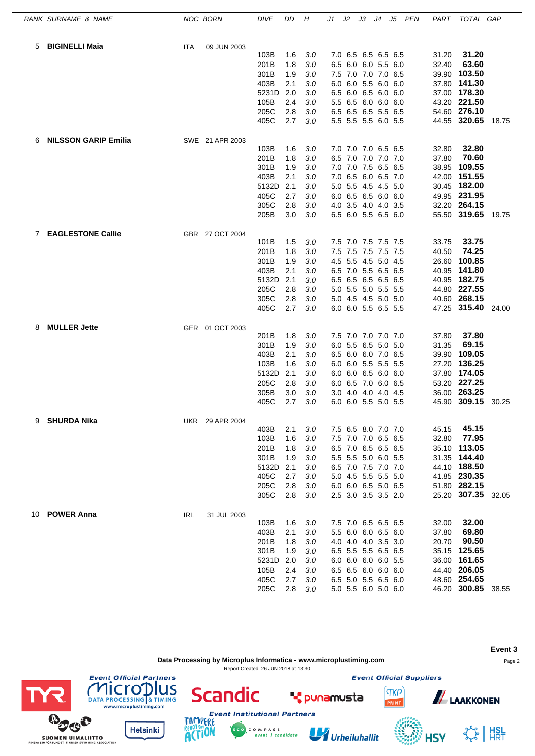| RANK | SURNAME & NAME | NOC | BORN | DIVE | DD | H | J1 | J2 | J3 | J4 | J5 | PEN | PART | TOTAL | GAP |
|---|---|---|---|---|---|---|---|---|---|---|---|---|---|---|---|
| 5 | **BIGINELLI Maia** | ITA | 09 JUN 2003 | | | | | | | | | | | | |
| | | | | 103B | 1.6 | 3.0 | 7.0 | 6.5 | 6.5 | 6.5 | 6.5 | | 31.20 | **31.20** | |
| | | | | 201B | 1.8 | 3.0 | 6.5 | 6.0 | 6.0 | 5.5 | 6.0 | | 32.40 | **63.60** | |
| | | | | 301B | 1.9 | 3.0 | 7.5 | 7.0 | 7.0 | 7.0 | 6.5 | | 39.90 | **103.50** | |
| | | | | 403B | 2.1 | 3.0 | 6.0 | 6.0 | 5.5 | 6.0 | 6.0 | | 37.80 | **141.30** | |
| | | | | 5231D | 2.0 | 3.0 | 6.5 | 6.0 | 6.5 | 6.0 | 6.0 | | 37.00 | **178.30** | |
| | | | | 105B | 2.4 | 3.0 | 5.5 | 6.5 | 6.0 | 6.0 | 6.0 | | 43.20 | **221.50** | |
| | | | | 205C | 2.8 | 3.0 | 6.5 | 6.5 | 6.5 | 5.5 | 6.5 | | 54.60 | **276.10** | |
| | | | | 405C | 2.7 | 3.0 | 5.5 | 5.5 | 5.5 | 6.0 | 5.5 | | 44.55 | **320.65** | 18.75 |
| 6 | **NILSSON GARIP Emilia** | SWE | 21 APR 2003 | | | | | | | | | | | | |
| | | | | 103B | 1.6 | 3.0 | 7.0 | 7.0 | 7.0 | 6.5 | 6.5 | | 32.80 | **32.80** | |
| | | | | 201B | 1.8 | 3.0 | 6.5 | 7.0 | 7.0 | 7.0 | 7.0 | | 37.80 | **70.60** | |
| | | | | 301B | 1.9 | 3.0 | 7.0 | 7.0 | 7.5 | 6.5 | 6.5 | | 38.95 | **109.55** | |
| | | | | 403B | 2.1 | 3.0 | 7.0 | 6.5 | 6.0 | 6.5 | 7.0 | | 42.00 | **151.55** | |
| | | | | 5132D | 2.1 | 3.0 | 5.0 | 5.5 | 4.5 | 4.5 | 5.0 | | 30.45 | **182.00** | |
| | | | | 405C | 2.7 | 3.0 | 6.0 | 6.5 | 6.5 | 6.0 | 6.0 | | 49.95 | **231.95** | |
| | | | | 305C | 2.8 | 3.0 | 4.0 | 3.5 | 4.0 | 4.0 | 3.5 | | 32.20 | **264.15** | |
| | | | | 205B | 3.0 | 3.0 | 6.5 | 6.0 | 5.5 | 6.5 | 6.0 | | 55.50 | **319.65** | 19.75 |
| 7 | **EAGLESTONE Callie** | GBR | 27 OCT 2004 | | | | | | | | | | | | |
| | | | | 101B | 1.5 | 3.0 | 7.5 | 7.0 | 7.5 | 7.5 | 7.5 | | 33.75 | **33.75** | |
| | | | | 201B | 1.8 | 3.0 | 7.5 | 7.5 | 7.5 | 7.5 | 7.5 | | 40.50 | **74.25** | |
| | | | | 301B | 1.9 | 3.0 | 4.5 | 5.5 | 4.5 | 5.0 | 4.5 | | 26.60 | **100.85** | |
| | | | | 403B | 2.1 | 3.0 | 6.5 | 7.0 | 5.5 | 6.5 | 6.5 | | 40.95 | **141.80** | |
| | | | | 5132D | 2.1 | 3.0 | 6.5 | 6.5 | 6.5 | 6.5 | 6.5 | | 40.95 | **182.75** | |
| | | | | 205C | 2.8 | 3.0 | 5.0 | 5.5 | 5.0 | 5.5 | 5.5 | | 44.80 | **227.55** | |
| | | | | 305C | 2.8 | 3.0 | 5.0 | 4.5 | 4.5 | 5.0 | 5.0 | | 40.60 | **268.15** | |
| | | | | 405C | 2.7 | 3.0 | 6.0 | 6.0 | 5.5 | 6.5 | 5.5 | | 47.25 | **315.40** | 24.00 |
| 8 | **MULLER Jette** | GER | 01 OCT 2003 | | | | | | | | | | | | |
| | | | | 201B | 1.8 | 3.0 | 7.5 | 7.0 | 7.0 | 7.0 | 7.0 | | 37.80 | **37.80** | |
| | | | | 301B | 1.9 | 3.0 | 6.0 | 5.5 | 6.5 | 5.0 | 5.0 | | 31.35 | **69.15** | |
| | | | | 403B | 2.1 | 3.0 | 6.5 | 6.0 | 6.0 | 7.0 | 6.5 | | 39.90 | **109.05** | |
| | | | | 103B | 1.6 | 3.0 | 6.0 | 6.0 | 5.5 | 5.5 | 5.5 | | 27.20 | **136.25** | |
| | | | | 5132D | 2.1 | 3.0 | 6.0 | 6.0 | 6.5 | 6.0 | 6.0 | | 37.80 | **174.05** | |
| | | | | 205C | 2.8 | 3.0 | 6.0 | 6.5 | 7.0 | 6.0 | 6.5 | | 53.20 | **227.25** | |
| | | | | 305B | 3.0 | 3.0 | 3.0 | 4.0 | 4.0 | 4.0 | 4.5 | | 36.00 | **263.25** | |
| | | | | 405C | 2.7 | 3.0 | 6.0 | 6.0 | 5.5 | 5.0 | 5.5 | | 45.90 | **309.15** | 30.25 |
| 9 | **SHURDA Nika** | UKR | 29 APR 2004 | | | | | | | | | | | | |
| | | | | 403B | 2.1 | 3.0 | 7.5 | 6.5 | 8.0 | 7.0 | 7.0 | | 45.15 | **45.15** | |
| | | | | 103B | 1.6 | 3.0 | 7.5 | 7.0 | 7.0 | 6.5 | 6.5 | | 32.80 | **77.95** | |
| | | | | 201B | 1.8 | 3.0 | 6.5 | 7.0 | 6.5 | 6.5 | 6.5 | | 35.10 | **113.05** | |
| | | | | 301B | 1.9 | 3.0 | 5.5 | 5.5 | 5.0 | 6.0 | 5.5 | | 31.35 | **144.40** | |
| | | | | 5132D | 2.1 | 3.0 | 6.5 | 7.0 | 7.5 | 7.0 | 7.0 | | 44.10 | **188.50** | |
| | | | | 405C | 2.7 | 3.0 | 5.0 | 4.5 | 5.5 | 5.5 | 5.0 | | 41.85 | **230.35** | |
| | | | | 205C | 2.8 | 3.0 | 6.0 | 6.0 | 6.5 | 5.0 | 6.5 | | 51.80 | **282.15** | |
| | | | | 305C | 2.8 | 3.0 | 2.5 | 3.0 | 3.5 | 3.5 | 2.0 | | 25.20 | **307.35** | 32.05 |
| 10 | **POWER Anna** | IRL | 31 JUL 2003 | | | | | | | | | | | | |
| | | | | 103B | 1.6 | 3.0 | 7.5 | 7.0 | 6.5 | 6.5 | 6.5 | | 32.00 | **32.00** | |
| | | | | 403B | 2.1 | 3.0 | 5.5 | 6.0 | 6.0 | 6.5 | 6.0 | | 37.80 | **69.80** | |
| | | | | 201B | 1.8 | 3.0 | 4.0 | 4.0 | 4.0 | 3.5 | 3.0 | | 20.70 | **90.50** | |
| | | | | 301B | 1.9 | 3.0 | 6.5 | 5.5 | 5.5 | 6.5 | 6.5 | | 35.15 | **125.65** | |
| | | | | 5231D | 2.0 | 3.0 | 6.0 | 6.0 | 6.0 | 6.0 | 5.5 | | 36.00 | **161.65** | |
| | | | | 105B | 2.4 | 3.0 | 6.5 | 6.5 | 6.0 | 6.0 | 6.0 | | 44.40 | **206.05** | |
| | | | | 405C | 2.7 | 3.0 | 6.5 | 5.0 | 5.5 | 6.5 | 6.0 | | 48.60 | **254.65** | |
| | | | | 205C | 2.8 | 3.0 | 5.0 | 5.5 | 6.0 | 5.0 | 6.0 | | 46.20 | **300.85** | 38.55 |

**Event 3**

**Data Processing by Microplus Informatica - www.microplustiming.com**

Report Created 26 JUN 2018 at 13:30

Event Official Partners — Event Official Suppliers — Event Institutional Partners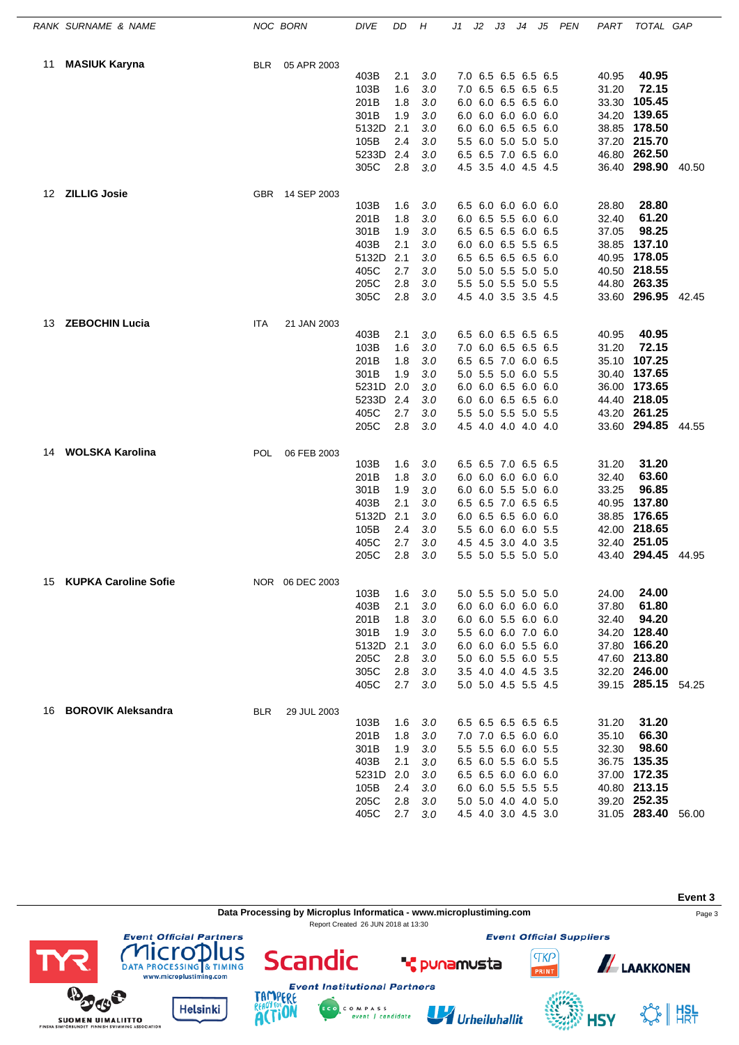| RANK | SURNAME & NAME | NOC | BORN | DIVE | DD | H | J1 | J2 | J3 | J4 | J5 | PEN | PART | TOTAL | GAP |
|---|---|---|---|---|---|---|---|---|---|---|---|---|---|---|---|
| 11 | **MASIUK Karyna** | BLR | 05 APR 2003 | | | | | | | | | | | | |
| | | | | 403B | 2.1 | 3.0 | 7.0 | 6.5 | 6.5 | 6.5 | 6.5 | | 40.95 | **40.95** | |
| | | | | 103B | 1.6 | 3.0 | 7.0 | 6.5 | 6.5 | 6.5 | 6.5 | | 31.20 | **72.15** | |
| | | | | 201B | 1.8 | 3.0 | 6.0 | 6.0 | 6.5 | 6.5 | 6.0 | | 33.30 | **105.45** | |
| | | | | 301B | 1.9 | 3.0 | 6.0 | 6.0 | 6.0 | 6.0 | 6.0 | | 34.20 | **139.65** | |
| | | | | 5132D | 2.1 | 3.0 | 6.0 | 6.0 | 6.5 | 6.5 | 6.0 | | 38.85 | **178.50** | |
| | | | | 105B | 2.4 | 3.0 | 5.5 | 6.0 | 5.0 | 5.0 | 5.0 | | 37.20 | **215.70** | |
| | | | | 5233D | 2.4 | 3.0 | 6.5 | 6.5 | 7.0 | 6.5 | 6.0 | | 46.80 | **262.50** | |
| | | | | 305C | 2.8 | 3.0 | 4.5 | 3.5 | 4.0 | 4.5 | 4.5 | | 36.40 | **298.90** | 40.50 |
| 12 | **ZILLIG Josie** | GBR | 14 SEP 2003 | | | | | | | | | | | | |
| | | | | 103B | 1.6 | 3.0 | 6.5 | 6.0 | 6.0 | 6.0 | 6.0 | | 28.80 | **28.80** | |
| | | | | 201B | 1.8 | 3.0 | 6.0 | 6.5 | 5.5 | 6.0 | 6.0 | | 32.40 | **61.20** | |
| | | | | 301B | 1.9 | 3.0 | 6.5 | 6.5 | 6.5 | 6.0 | 6.5 | | 37.05 | **98.25** | |
| | | | | 403B | 2.1 | 3.0 | 6.0 | 6.0 | 6.5 | 5.5 | 6.5 | | 38.85 | **137.10** | |
| | | | | 5132D | 2.1 | 3.0 | 6.5 | 6.5 | 6.5 | 6.5 | 6.0 | | 40.95 | **178.05** | |
| | | | | 405C | 2.7 | 3.0 | 5.0 | 5.0 | 5.5 | 5.0 | 5.0 | | 40.50 | **218.55** | |
| | | | | 205C | 2.8 | 3.0 | 5.5 | 5.0 | 5.5 | 5.0 | 5.5 | | 44.80 | **263.35** | |
| | | | | 305C | 2.8 | 3.0 | 4.5 | 4.0 | 3.5 | 3.5 | 4.5 | | 33.60 | **296.95** | 42.45 |
| 13 | **ZEBOCHIN Lucia** | ITA | 21 JAN 2003 | | | | | | | | | | | | |
| | | | | 403B | 2.1 | 3.0 | 6.5 | 6.0 | 6.5 | 6.5 | 6.5 | | 40.95 | **40.95** | |
| | | | | 103B | 1.6 | 3.0 | 7.0 | 6.0 | 6.5 | 6.5 | 6.5 | | 31.20 | **72.15** | |
| | | | | 201B | 1.8 | 3.0 | 6.5 | 6.5 | 7.0 | 6.0 | 6.5 | | 35.10 | **107.25** | |
| | | | | 301B | 1.9 | 3.0 | 5.0 | 5.5 | 5.0 | 6.0 | 5.5 | | 30.40 | **137.65** | |
| | | | | 5231D | 2.0 | 3.0 | 6.0 | 6.0 | 6.5 | 6.0 | 6.0 | | 36.00 | **173.65** | |
| | | | | 5233D | 2.4 | 3.0 | 6.0 | 6.0 | 6.5 | 6.5 | 6.0 | | 44.40 | **218.05** | |
| | | | | 405C | 2.7 | 3.0 | 5.5 | 5.0 | 5.5 | 5.0 | 5.5 | | 43.20 | **261.25** | |
| | | | | 205C | 2.8 | 3.0 | 4.5 | 4.0 | 4.0 | 4.0 | 4.0 | | 33.60 | **294.85** | 44.55 |
| 14 | **WOLSKA Karolina** | POL | 06 FEB 2003 | | | | | | | | | | | | |
| | | | | 103B | 1.6 | 3.0 | 6.5 | 6.5 | 7.0 | 6.5 | 6.5 | | 31.20 | **31.20** | |
| | | | | 201B | 1.8 | 3.0 | 6.0 | 6.0 | 6.0 | 6.0 | 6.0 | | 32.40 | **63.60** | |
| | | | | 301B | 1.9 | 3.0 | 6.0 | 6.0 | 5.5 | 5.0 | 6.0 | | 33.25 | **96.85** | |
| | | | | 403B | 2.1 | 3.0 | 6.5 | 6.5 | 7.0 | 6.5 | 6.5 | | 40.95 | **137.80** | |
| | | | | 5132D | 2.1 | 3.0 | 6.0 | 6.5 | 6.5 | 6.0 | 6.0 | | 38.85 | **176.65** | |
| | | | | 105B | 2.4 | 3.0 | 5.5 | 6.0 | 6.0 | 6.0 | 5.5 | | 42.00 | **218.65** | |
| | | | | 405C | 2.7 | 3.0 | 4.5 | 4.5 | 3.0 | 4.0 | 3.5 | | 32.40 | **251.05** | |
| | | | | 205C | 2.8 | 3.0 | 5.5 | 5.0 | 5.5 | 5.0 | 5.0 | | 43.40 | **294.45** | 44.95 |
| 15 | **KUPKA Caroline Sofie** | NOR | 06 DEC 2003 | | | | | | | | | | | | |
| | | | | 103B | 1.6 | 3.0 | 5.0 | 5.5 | 5.0 | 5.0 | 5.0 | | 24.00 | **24.00** | |
| | | | | 403B | 2.1 | 3.0 | 6.0 | 6.0 | 6.0 | 6.0 | 6.0 | | 37.80 | **61.80** | |
| | | | | 201B | 1.8 | 3.0 | 6.0 | 6.0 | 5.5 | 6.0 | 6.0 | | 32.40 | **94.20** | |
| | | | | 301B | 1.9 | 3.0 | 5.5 | 6.0 | 6.0 | 7.0 | 6.0 | | 34.20 | **128.40** | |
| | | | | 5132D | 2.1 | 3.0 | 6.0 | 6.0 | 6.0 | 5.5 | 6.0 | | 37.80 | **166.20** | |
| | | | | 205C | 2.8 | 3.0 | 5.0 | 6.0 | 5.5 | 6.0 | 5.5 | | 47.60 | **213.80** | |
| | | | | 305C | 2.8 | 3.0 | 3.5 | 4.0 | 4.0 | 4.5 | 3.5 | | 32.20 | **246.00** | |
| | | | | 405C | 2.7 | 3.0 | 5.0 | 5.0 | 4.5 | 5.5 | 4.5 | | 39.15 | **285.15** | 54.25 |
| 16 | **BOROVIK Aleksandra** | BLR | 29 JUL 2003 | | | | | | | | | | | | |
| | | | | 103B | 1.6 | 3.0 | 6.5 | 6.5 | 6.5 | 6.5 | 6.5 | | 31.20 | **31.20** | |
| | | | | 201B | 1.8 | 3.0 | 7.0 | 7.0 | 6.5 | 6.0 | 6.0 | | 35.10 | **66.30** | |
| | | | | 301B | 1.9 | 3.0 | 5.5 | 5.5 | 6.0 | 6.0 | 5.5 | | 32.30 | **98.60** | |
| | | | | 403B | 2.1 | 3.0 | 6.5 | 6.0 | 5.5 | 6.0 | 5.5 | | 36.75 | **135.35** | |
| | | | | 5231D | 2.0 | 3.0 | 6.5 | 6.5 | 6.0 | 6.0 | 6.0 | | 37.00 | **172.35** | |
| | | | | 105B | 2.4 | 3.0 | 6.0 | 6.0 | 5.5 | 5.5 | 5.5 | | 40.80 | **213.15** | |
| | | | | 205C | 2.8 | 3.0 | 5.0 | 5.0 | 4.0 | 4.0 | 5.0 | | 39.20 | **252.35** | |
| | | | | 405C | 2.7 | 3.0 | 4.5 | 4.0 | 3.0 | 4.5 | 3.0 | | 31.05 | **283.40** | 56.00 |

Event 3

Data Processing by Microplus Informatica - www.microplustiming.com

Report Created 26 JUN 2018 at 13:30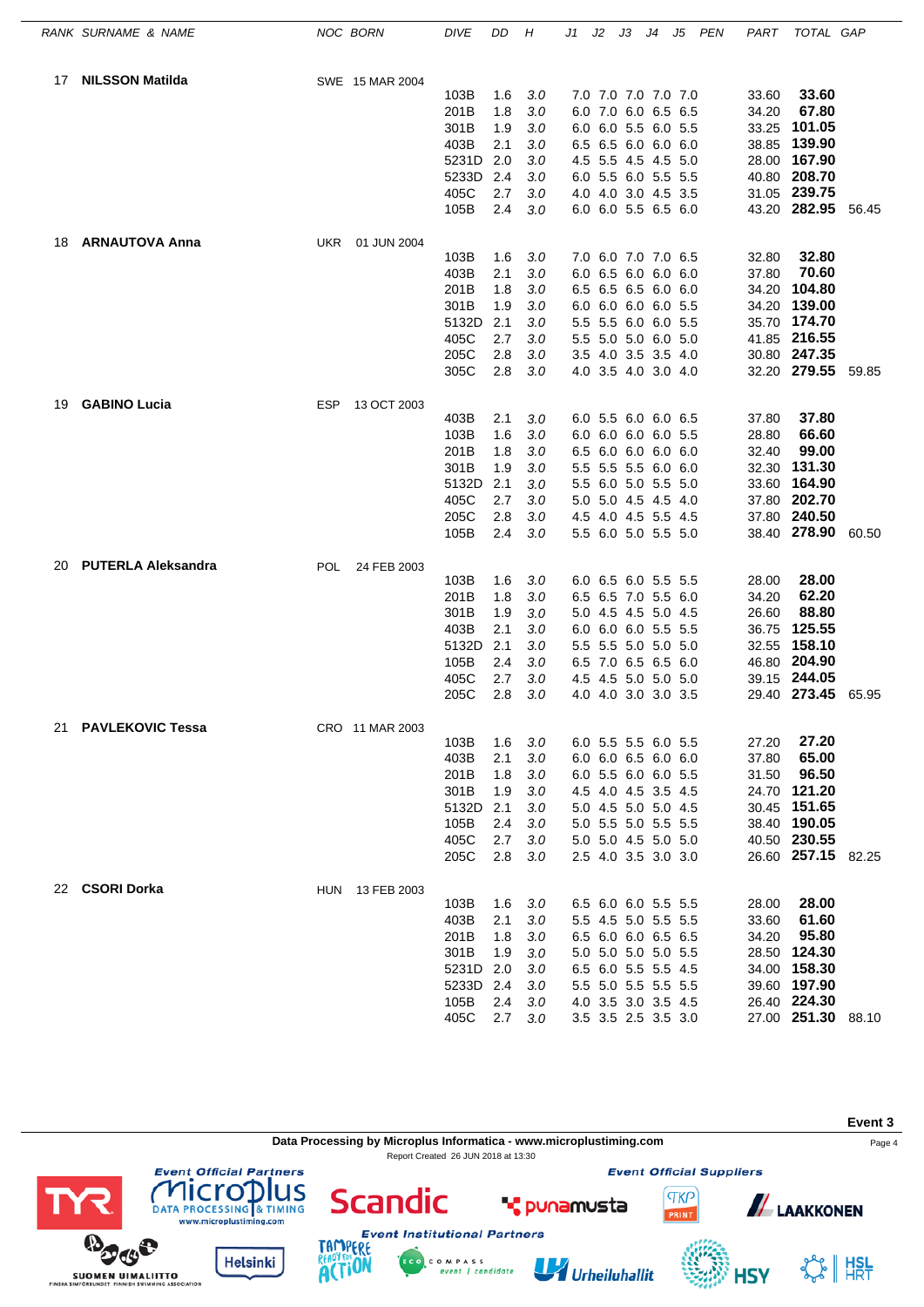| RANK | SURNAME & NAME | NOC | BORN | DIVE | DD | H | J1 | J2 | J3 | J4 | J5 | PEN | PART | TOTAL | GAP |
|---|---|---|---|---|---|---|---|---|---|---|---|---|---|---|---|
| 17 | **NILSSON Matilda** | SWE | 15 MAR 2004 | | | | | | | | | | | | |
| | | | | 103B | 1.6 | 3.0 | 7.0 | 7.0 | 7.0 | 7.0 | 7.0 | | 33.60 | **33.60** | |
| | | | | 201B | 1.8 | 3.0 | 6.0 | 7.0 | 6.0 | 6.5 | 6.5 | | 34.20 | **67.80** | |
| | | | | 301B | 1.9 | 3.0 | 6.0 | 6.0 | 5.5 | 6.0 | 5.5 | | 33.25 | **101.05** | |
| | | | | 403B | 2.1 | 3.0 | 6.5 | 6.5 | 6.0 | 6.0 | 6.0 | | 38.85 | **139.90** | |
| | | | | 5231D | 2.0 | 3.0 | 4.5 | 5.5 | 4.5 | 4.5 | 5.0 | | 28.00 | **167.90** | |
| | | | | 5233D | 2.4 | 3.0 | 6.0 | 5.5 | 6.0 | 5.5 | 5.5 | | 40.80 | **208.70** | |
| | | | | 405C | 2.7 | 3.0 | 4.0 | 4.0 | 3.0 | 4.5 | 3.5 | | 31.05 | **239.75** | |
| | | | | 105B | 2.4 | 3.0 | 6.0 | 6.0 | 5.5 | 6.5 | 6.0 | | 43.20 | **282.95** | 56.45 |
| 18 | **ARNAUTOVA Anna** | UKR | 01 JUN 2004 | | | | | | | | | | | | |
| | | | | 103B | 1.6 | 3.0 | 7.0 | 6.0 | 7.0 | 7.0 | 6.5 | | 32.80 | **32.80** | |
| | | | | 403B | 2.1 | 3.0 | 6.0 | 6.5 | 6.0 | 6.0 | 6.0 | | 37.80 | **70.60** | |
| | | | | 201B | 1.8 | 3.0 | 6.5 | 6.5 | 6.5 | 6.0 | 6.0 | | 34.20 | **104.80** | |
| | | | | 301B | 1.9 | 3.0 | 6.0 | 6.0 | 6.0 | 6.0 | 5.5 | | 34.20 | **139.00** | |
| | | | | 5132D | 2.1 | 3.0 | 5.5 | 5.5 | 6.0 | 6.0 | 5.5 | | 35.70 | **174.70** | |
| | | | | 405C | 2.7 | 3.0 | 5.5 | 5.0 | 5.0 | 6.0 | 5.0 | | 41.85 | **216.55** | |
| | | | | 205C | 2.8 | 3.0 | 3.5 | 4.0 | 3.5 | 3.5 | 4.0 | | 30.80 | **247.35** | |
| | | | | 305C | 2.8 | 3.0 | 4.0 | 3.5 | 4.0 | 3.0 | 4.0 | | 32.20 | **279.55** | 59.85 |
| 19 | **GABINO Lucia** | ESP | 13 OCT 2003 | | | | | | | | | | | | |
| | | | | 403B | 2.1 | 3.0 | 6.0 | 5.5 | 6.0 | 6.0 | 6.5 | | 37.80 | **37.80** | |
| | | | | 103B | 1.6 | 3.0 | 6.0 | 6.0 | 6.0 | 6.0 | 5.5 | | 28.80 | **66.60** | |
| | | | | 201B | 1.8 | 3.0 | 6.5 | 6.0 | 6.0 | 6.0 | 6.0 | | 32.40 | **99.00** | |
| | | | | 301B | 1.9 | 3.0 | 5.5 | 5.5 | 5.5 | 6.0 | 6.0 | | 32.30 | **131.30** | |
| | | | | 5132D | 2.1 | 3.0 | 5.5 | 6.0 | 5.0 | 5.5 | 5.0 | | 33.60 | **164.90** | |
| | | | | 405C | 2.7 | 3.0 | 5.0 | 5.0 | 4.5 | 4.5 | 4.0 | | 37.80 | **202.70** | |
| | | | | 205C | 2.8 | 3.0 | 4.5 | 4.0 | 4.5 | 5.5 | 4.5 | | 37.80 | **240.50** | |
| | | | | 105B | 2.4 | 3.0 | 5.5 | 6.0 | 5.0 | 5.5 | 5.0 | | 38.40 | **278.90** | 60.50 |
| 20 | **PUTERLA Aleksandra** | POL | 24 FEB 2003 | | | | | | | | | | | | |
| | | | | 103B | 1.6 | 3.0 | 6.0 | 6.5 | 6.0 | 5.5 | 5.5 | | 28.00 | **28.00** | |
| | | | | 201B | 1.8 | 3.0 | 6.5 | 6.5 | 7.0 | 5.5 | 6.0 | | 34.20 | **62.20** | |
| | | | | 301B | 1.9 | 3.0 | 5.0 | 4.5 | 4.5 | 5.0 | 4.5 | | 26.60 | **88.80** | |
| | | | | 403B | 2.1 | 3.0 | 6.0 | 6.0 | 6.0 | 5.5 | 5.5 | | 36.75 | **125.55** | |
| | | | | 5132D | 2.1 | 3.0 | 5.5 | 5.5 | 5.0 | 5.0 | 5.0 | | 32.55 | **158.10** | |
| | | | | 105B | 2.4 | 3.0 | 6.5 | 7.0 | 6.5 | 6.5 | 6.0 | | 46.80 | **204.90** | |
| | | | | 405C | 2.7 | 3.0 | 4.5 | 4.5 | 5.0 | 5.0 | 5.0 | | 39.15 | **244.05** | |
| | | | | 205C | 2.8 | 3.0 | 4.0 | 4.0 | 3.0 | 3.0 | 3.5 | | 29.40 | **273.45** | 65.95 |
| 21 | **PAVLEKOVIC Tessa** | CRO | 11 MAR 2003 | | | | | | | | | | | | |
| | | | | 103B | 1.6 | 3.0 | 6.0 | 5.5 | 5.5 | 6.0 | 5.5 | | 27.20 | **27.20** | |
| | | | | 403B | 2.1 | 3.0 | 6.0 | 6.0 | 6.5 | 6.0 | 6.0 | | 37.80 | **65.00** | |
| | | | | 201B | 1.8 | 3.0 | 6.0 | 5.5 | 6.0 | 6.0 | 5.5 | | 31.50 | **96.50** | |
| | | | | 301B | 1.9 | 3.0 | 4.5 | 4.0 | 4.5 | 3.5 | 4.5 | | 24.70 | **121.20** | |
| | | | | 5132D | 2.1 | 3.0 | 5.0 | 4.5 | 5.0 | 5.0 | 4.5 | | 30.45 | **151.65** | |
| | | | | 105B | 2.4 | 3.0 | 5.0 | 5.5 | 5.0 | 5.5 | 5.5 | | 38.40 | **190.05** | |
| | | | | 405C | 2.7 | 3.0 | 5.0 | 5.0 | 4.5 | 5.0 | 5.0 | | 40.50 | **230.55** | |
| | | | | 205C | 2.8 | 3.0 | 2.5 | 4.0 | 3.5 | 3.0 | 3.0 | | 26.60 | **257.15** | 82.25 |
| 22 | **CSORI Dorka** | HUN | 13 FEB 2003 | | | | | | | | | | | | |
| | | | | 103B | 1.6 | 3.0 | 6.5 | 6.0 | 6.0 | 5.5 | 5.5 | | 28.00 | **28.00** | |
| | | | | 403B | 2.1 | 3.0 | 5.5 | 4.5 | 5.0 | 5.5 | 5.5 | | 33.60 | **61.60** | |
| | | | | 201B | 1.8 | 3.0 | 6.5 | 6.0 | 6.0 | 6.5 | 6.5 | | 34.20 | **95.80** | |
| | | | | 301B | 1.9 | 3.0 | 5.0 | 5.0 | 5.0 | 5.0 | 5.5 | | 28.50 | **124.30** | |
| | | | | 5231D | 2.0 | 3.0 | 6.5 | 6.0 | 5.5 | 5.5 | 4.5 | | 34.00 | **158.30** | |
| | | | | 5233D | 2.4 | 3.0 | 5.5 | 5.0 | 5.5 | 5.5 | 5.5 | | 39.60 | **197.90** | |
| | | | | 105B | 2.4 | 3.0 | 4.0 | 3.5 | 3.0 | 3.5 | 4.5 | | 26.40 | **224.30** | |
| | | | | 405C | 2.7 | 3.0 | 3.5 | 3.5 | 2.5 | 3.5 | 3.0 | | 27.00 | **251.30** | 88.10 |

**Event 3**

**Data Processing by Microplus Informatica - www.microplustiming.com**

Report Created 26 JUN 2018 at 13:30

Event Official Partners | Event Official Suppliers | Event Institutional Partners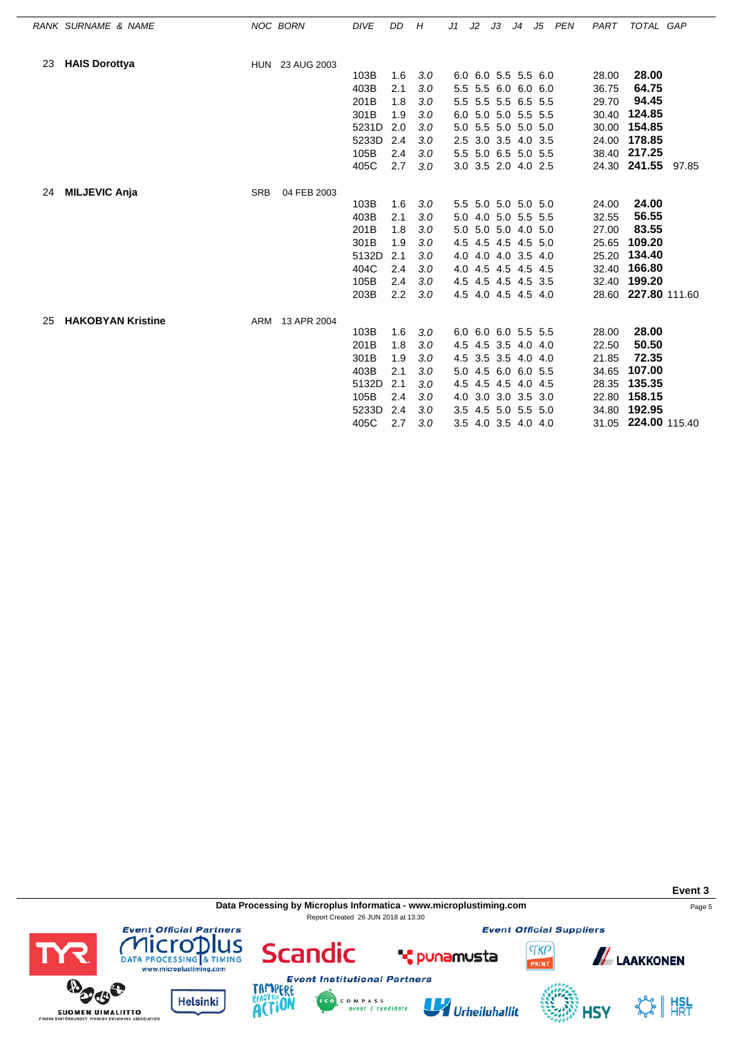| RANK | SURNAME & NAME | NOC | BORN | DIVE | DD | H | J1 | J2 | J3 | J4 | J5 | PEN | PART | TOTAL | GAP |
|---|---|---|---|---|---|---|---|---|---|---|---|---|---|---|---|
| 23 | **HAIS Dorottya** | HUN | 23 AUG 2003 | | | | | | | | | | | | |
| | | | | 103B | 1.6 | 3.0 | 6.0 | 6.0 | 5.5 | 5.5 | 6.0 | | 28.00 | **28.00** | |
| | | | | 403B | 2.1 | 3.0 | 5.5 | 5.5 | 6.0 | 6.0 | 6.0 | | 36.75 | **64.75** | |
| | | | | 201B | 1.8 | 3.0 | 5.5 | 5.5 | 5.5 | 6.5 | 5.5 | | 29.70 | **94.45** | |
| | | | | 301B | 1.9 | 3.0 | 6.0 | 5.0 | 5.0 | 5.5 | 5.5 | | 30.40 | **124.85** | |
| | | | | 5231D | 2.0 | 3.0 | 5.0 | 5.5 | 5.0 | 5.0 | 5.0 | | 30.00 | **154.85** | |
| | | | | 5233D | 2.4 | 3.0 | 2.5 | 3.0 | 3.5 | 4.0 | 3.5 | | 24.00 | **178.85** | |
| | | | | 105B | 2.4 | 3.0 | 5.5 | 5.0 | 6.5 | 5.0 | 5.5 | | 38.40 | **217.25** | |
| | | | | 405C | 2.7 | 3.0 | 3.0 | 3.5 | 2.0 | 4.0 | 2.5 | | 24.30 | **241.55** | 97.85 |
| 24 | **MILJEVIC Anja** | SRB | 04 FEB 2003 | | | | | | | | | | | | |
| | | | | 103B | 1.6 | 3.0 | 5.5 | 5.0 | 5.0 | 5.0 | 5.0 | | 24.00 | **24.00** | |
| | | | | 403B | 2.1 | 3.0 | 5.0 | 4.0 | 5.0 | 5.5 | 5.5 | | 32.55 | **56.55** | |
| | | | | 201B | 1.8 | 3.0 | 5.0 | 5.0 | 5.0 | 4.0 | 5.0 | | 27.00 | **83.55** | |
| | | | | 301B | 1.9 | 3.0 | 4.5 | 4.5 | 4.5 | 4.5 | 5.0 | | 25.65 | **109.20** | |
| | | | | 5132D | 2.1 | 3.0 | 4.0 | 4.0 | 4.0 | 3.5 | 4.0 | | 25.20 | **134.40** | |
| | | | | 404C | 2.4 | 3.0 | 4.0 | 4.5 | 4.5 | 4.5 | 4.5 | | 32.40 | **166.80** | |
| | | | | 105B | 2.4 | 3.0 | 4.5 | 4.5 | 4.5 | 4.5 | 3.5 | | 32.40 | **199.20** | |
| | | | | 203B | 2.2 | 3.0 | 4.5 | 4.0 | 4.5 | 4.5 | 4.0 | | 28.60 | **227.80** | 111.60 |
| 25 | **HAKOBYAN Kristine** | ARM | 13 APR 2004 | | | | | | | | | | | | |
| | | | | 103B | 1.6 | 3.0 | 6.0 | 6.0 | 6.0 | 5.5 | 5.5 | | 28.00 | **28.00** | |
| | | | | 201B | 1.8 | 3.0 | 4.5 | 4.5 | 3.5 | 4.0 | 4.0 | | 22.50 | **50.50** | |
| | | | | 301B | 1.9 | 3.0 | 4.5 | 3.5 | 3.5 | 4.0 | 4.0 | | 21.85 | **72.35** | |
| | | | | 403B | 2.1 | 3.0 | 5.0 | 4.5 | 6.0 | 6.0 | 5.5 | | 34.65 | **107.00** | |
| | | | | 5132D | 2.1 | 3.0 | 4.5 | 4.5 | 4.5 | 4.0 | 4.5 | | 28.35 | **135.35** | |
| | | | | 105B | 2.4 | 3.0 | 4.0 | 3.0 | 3.0 | 3.5 | 3.0 | | 22.80 | **158.15** | |
| | | | | 5233D | 2.4 | 3.0 | 3.5 | 4.5 | 5.0 | 5.5 | 5.0 | | 34.80 | **192.95** | |
| | | | | 405C | 2.7 | 3.0 | 3.5 | 4.0 | 3.5 | 4.0 | 4.0 | | 31.05 | **224.00** | 115.40 |

**Event 3**

Data Processing by Microplus Informatica - www.microplustiming.com

Report Created 26 JUN 2018 at 13:30

Event Official Partners

Event Official Suppliers

Event Institutional Partners